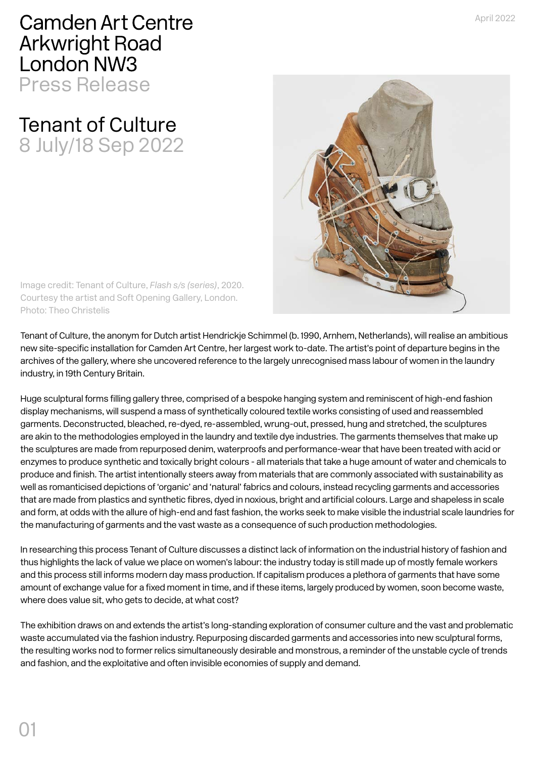# Camden Art Centre
Arkwright Road
London NW3
Press Release

April 2022

## Tenant of Culture
8 July/18 Sep 2022

Image credit: Tenant of Culture, *Flash s/s (series)*, 2020. Courtesy the artist and Soft Opening Gallery, London. Photo: Theo Christelis

Tenant of Culture, the anonym for Dutch artist Hendrickje Schimmel (b. 1990, Arnhem, Netherlands), will realise an ambitious new site-specific installation for Camden Art Centre, her largest work to-date. The artist's point of departure begins in the archives of the gallery, where she uncovered reference to the largely unrecognised mass labour of women in the laundry industry, in 19th Century Britain.

Huge sculptural forms filling gallery three, comprised of a bespoke hanging system and reminiscent of high-end fashion display mechanisms, will suspend a mass of synthetically coloured textile works consisting of used and reassembled garments. Deconstructed, bleached, re-dyed, re-assembled, wrung-out, pressed, hung and stretched, the sculptures are akin to the methodologies employed in the laundry and textile dye industries. The garments themselves that make up the sculptures are made from repurposed denim, waterproofs and performance-wear that have been treated with acid or enzymes to produce synthetic and toxically bright colours - all materials that take a huge amount of water and chemicals to produce and finish. The artist intentionally steers away from materials that are commonly associated with sustainability as well as romanticised depictions of 'organic' and 'natural' fabrics and colours, instead recycling garments and accessories that are made from plastics and synthetic fibres, dyed in noxious, bright and artificial colours. Large and shapeless in scale and form, at odds with the allure of high-end and fast fashion, the works seek to make visible the industrial scale laundries for the manufacturing of garments and the vast waste as a consequence of such production methodologies.

In researching this process Tenant of Culture discusses a distinct lack of information on the industrial history of fashion and thus highlights the lack of value we place on women's labour: the industry today is still made up of mostly female workers and this process still informs modern day mass production. If capitalism produces a plethora of garments that have some amount of exchange value for a fixed moment in time, and if these items, largely produced by women, soon become waste, where does value sit, who gets to decide, at what cost?

The exhibition draws on and extends the artist's long-standing exploration of consumer culture and the vast and problematic waste accumulated via the fashion industry. Repurposing discarded garments and accessories into new sculptural forms, the resulting works nod to former relics simultaneously desirable and monstrous, a reminder of the unstable cycle of trends and fashion, and the exploitative and often invisible economies of supply and demand.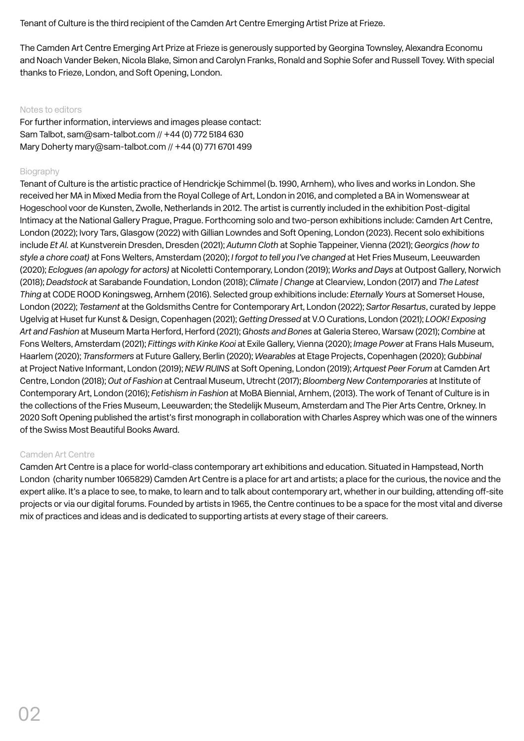Tenant of Culture is the third recipient of the Camden Art Centre Emerging Artist Prize at Frieze.

The Camden Art Centre Emerging Art Prize at Frieze is generously supported by Georgina Townsley, Alexandra Economu and Noach Vander Beken, Nicola Blake, Simon and Carolyn Franks, Ronald and Sophie Sofer and Russell Tovey. With special thanks to Frieze, London, and Soft Opening, London.

## Notes to editors

For further information, interviews and images please contact:
Sam Talbot, sam@sam-talbot.com // +44 (0) 772 5184 630
Mary Doherty mary@sam-talbot.com // +44 (0) 771 6701 499

## Biography

Tenant of Culture is the artistic practice of Hendrickje Schimmel (b. 1990, Arnhem), who lives and works in London. She received her MA in Mixed Media from the Royal College of Art, London in 2016, and completed a BA in Womenswear at Hogeschool voor de Kunsten, Zwolle, Netherlands in 2012. The artist is currently included in the exhibition Post-digital Intimacy at the National Gallery Prague, Prague. Forthcoming solo and two-person exhibitions include: Camden Art Centre, London (2022); Ivory Tars, Glasgow (2022) with Gillian Lowndes and Soft Opening, London (2023). Recent solo exhibitions include *Et Al.* at Kunstverein Dresden, Dresden (2021); *Autumn Cloth* at Sophie Tappeiner, Vienna (2021); *Georgics (how to style a chore coat)* at Fons Welters, Amsterdam (2020); *I forgot to tell you I've changed* at Het Fries Museum, Leeuwarden (2020); *Eclogues (an apology for actors)* at Nicoletti Contemporary, London (2019); *Works and Days* at Outpost Gallery, Norwich (2018); *Deadstock* at Sarabande Foundation, London (2018); *Climate | Change* at Clearview, London (2017) and *The Latest Thing* at CODE ROOD Koningsweg, Arnhem (2016). Selected group exhibitions include: *Eternally Yours* at Somerset House, London (2022); *Testament* at the Goldsmiths Centre for Contemporary Art, London (2022); *Sartor Resartus*, curated by Jeppe Ugelvig at Huset fur Kunst & Design, Copenhagen (2021); *Getting Dressed* at V.O Curations, London (2021); *LOOK! Exposing Art and Fashion* at Museum Marta Herford, Herford (2021); *Ghosts and Bones* at Galeria Stereo, Warsaw (2021); *Combine* at Fons Welters, Amsterdam (2021); *Fittings with Kinke Kooi* at Exile Gallery, Vienna (2020); *Image Power* at Frans Hals Museum, Haarlem (2020); *Transformers* at Future Gallery, Berlin (2020); *Wearables* at Etage Projects, Copenhagen (2020); *Gubbinal* at Project Native Informant, London (2019); *NEW RUINS* at Soft Opening, London (2019); *Artquest Peer Forum* at Camden Art Centre, London (2018); *Out of Fashion* at Centraal Museum, Utrecht (2017); *Bloomberg New Contemporaries* at Institute of Contemporary Art, London (2016); *Fetishism in Fashion* at MoBA Biennial, Arnhem, (2013). The work of Tenant of Culture is in the collections of the Fries Museum, Leeuwarden; the Stedelijk Museum, Amsterdam and The Pier Arts Centre, Orkney. In 2020 Soft Opening published the artist's first monograph in collaboration with Charles Asprey which was one of the winners of the Swiss Most Beautiful Books Award.

## Camden Art Centre

Camden Art Centre is a place for world-class contemporary art exhibitions and education. Situated in Hampstead, North London (charity number 1065829) Camden Art Centre is a place for art and artists; a place for the curious, the novice and the expert alike. It's a place to see, to make, to learn and to talk about contemporary art, whether in our building, attending off-site projects or via our digital forums. Founded by artists in 1965, the Centre continues to be a space for the most vital and diverse mix of practices and ideas and is dedicated to supporting artists at every stage of their careers.